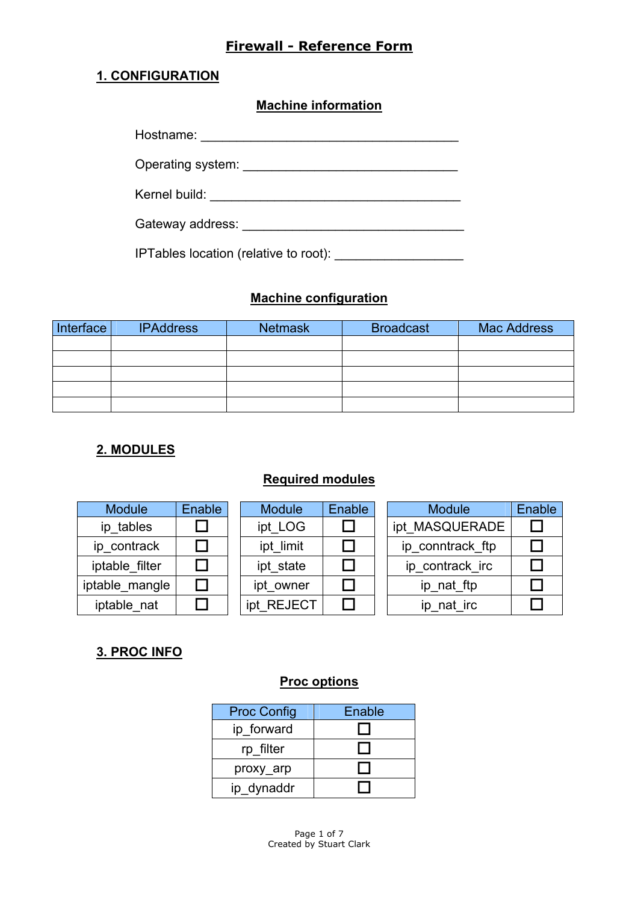# Firewall - Reference Form

## 1. CONFIGURATION

### Machine information

Hostname: ____________________________________

Operating system: ______________________________

Kernel build: ___________________________________

Gateway address: _______________________________

IPTables location (relative to root): _________________

### Machine configuration

| Interface | IPAddress | Netmask | Broadcast | Mac Address |
|---|---|---|---|---|
| | | | | |
| | | | | |
| | | | | |
| | | | | |
| | | | | |

## 2. MODULES

### Required modules

| Module | Enable |
|---|---|
| ip_tables | ☐ |
| ip_contrack | ☐ |
| iptable_filter | ☐ |
| iptable_mangle | ☐ |
| iptable_nat | ☐ |

| Module | Enable |
|---|---|
| ipt_LOG | ☐ |
| ipt_limit | ☐ |
| ipt_state | ☐ |
| ipt_owner | ☐ |
| ipt_REJECT | ☐ |

| Module | Enable |
|---|---|
| ipt_MASQUERADE | ☐ |
| ip_conntrack_ftp | ☐ |
| ip_contrack_irc | ☐ |
| ip_nat_ftp | ☐ |
| ip_nat_irc | ☐ |

## 3. PROC INFO

### Proc options

| Proc Config | Enable |
|---|---|
| ip_forward | ☐ |
| rp_filter | ☐ |
| proxy_arp | ☐ |
| ip_dynaddr | ☐ |

Created by Stuart Clark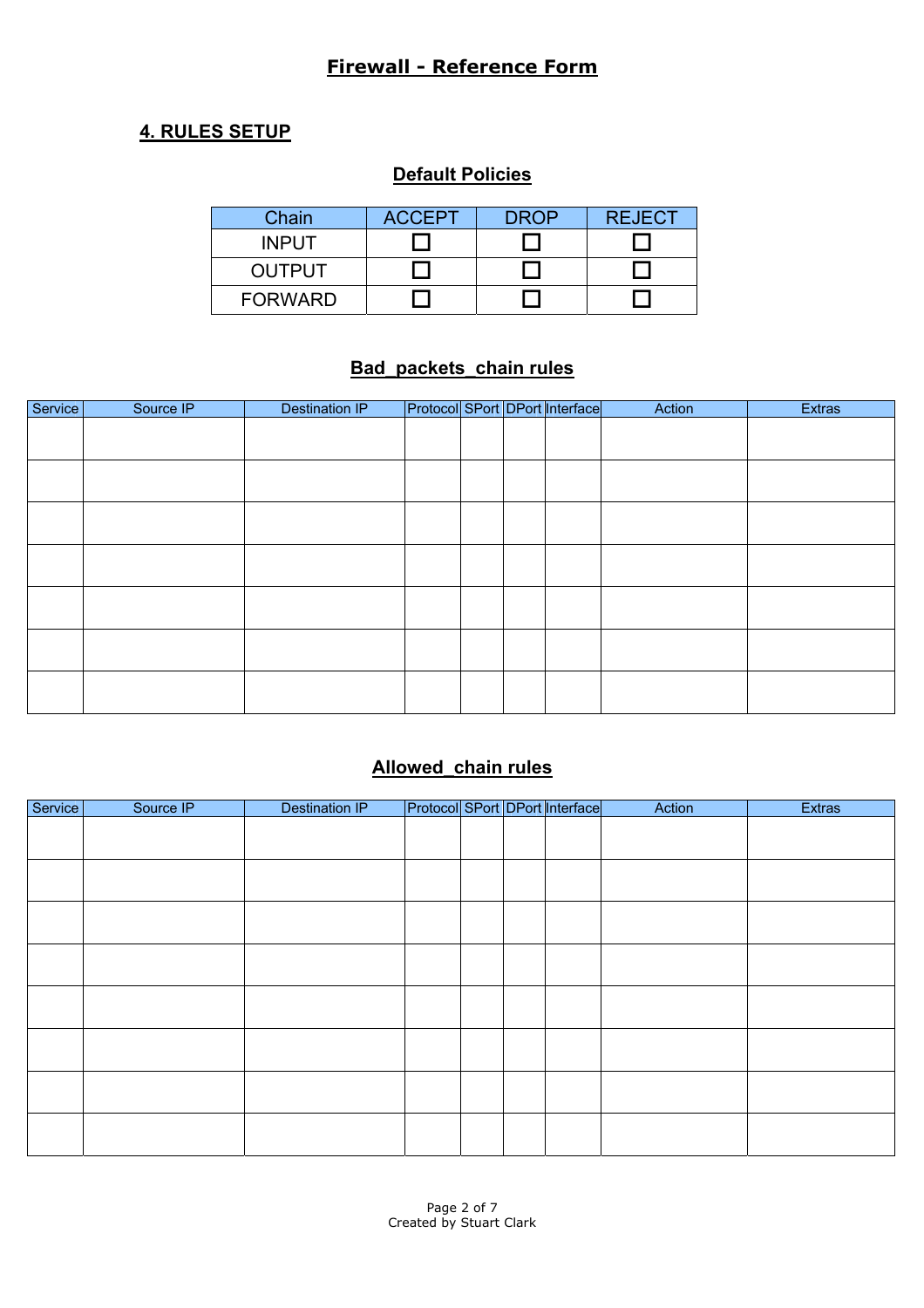# Firewall - Reference Form

## 4. RULES SETUP

### Default Policies

| Chain | ACCEPT | DROP | REJECT |
|---|---|---|---|
| INPUT | ☐ | ☐ | ☐ |
| OUTPUT | ☐ | ☐ | ☐ |
| FORWARD | ☐ | ☐ | ☐ |

### Bad_packets_chain rules

| Service | Source IP | Destination IP | Protocol | SPort | DPort | Interface | Action | Extras |
|---|---|---|---|---|---|---|---|---|
| | | | | | | | | |
| | | | | | | | | |
| | | | | | | | | |
| | | | | | | | | |
| | | | | | | | | |
| | | | | | | | | |
| | | | | | | | | |

### Allowed_chain rules

| Service | Source IP | Destination IP | Protocol | SPort | DPort | Interface | Action | Extras |
|---|---|---|---|---|---|---|---|---|
| | | | | | | | | |
| | | | | | | | | |
| | | | | | | | | |
| | | | | | | | | |
| | | | | | | | | |
| | | | | | | | | |
| | | | | | | | | |
| | | | | | | | | |

Created by Stuart Clark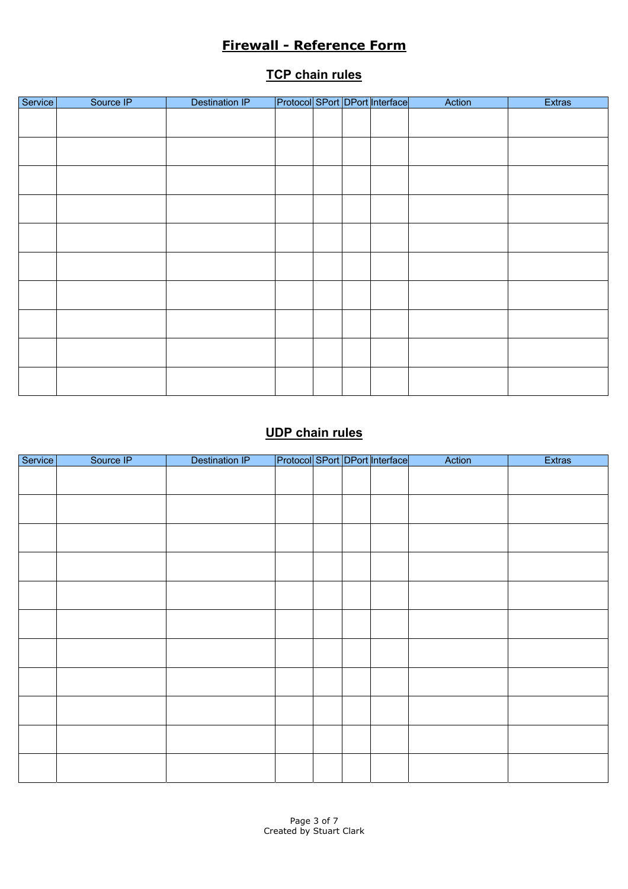# Firewall - Reference Form

## TCP chain rules

| Service | Source IP | Destination IP | Protocol | SPort | DPort | Interface | Action | Extras |
|---|---|---|---|---|---|---|---|---|
| | | | | | | | | |
| | | | | | | | | |
| | | | | | | | | |
| | | | | | | | | |
| | | | | | | | | |
| | | | | | | | | |
| | | | | | | | | |
| | | | | | | | | |
| | | | | | | | | |
| | | | | | | | | |

## UDP chain rules

| Service | Source IP | Destination IP | Protocol | SPort | DPort | Interface | Action | Extras |
|---|---|---|---|---|---|---|---|---|
| | | | | | | | | |
| | | | | | | | | |
| | | | | | | | | |
| | | | | | | | | |
| | | | | | | | | |
| | | | | | | | | |
| | | | | | | | | |
| | | | | | | | | |
| | | | | | | | | |
| | | | | | | | | |
| | | | | | | | | |

Created by Stuart Clark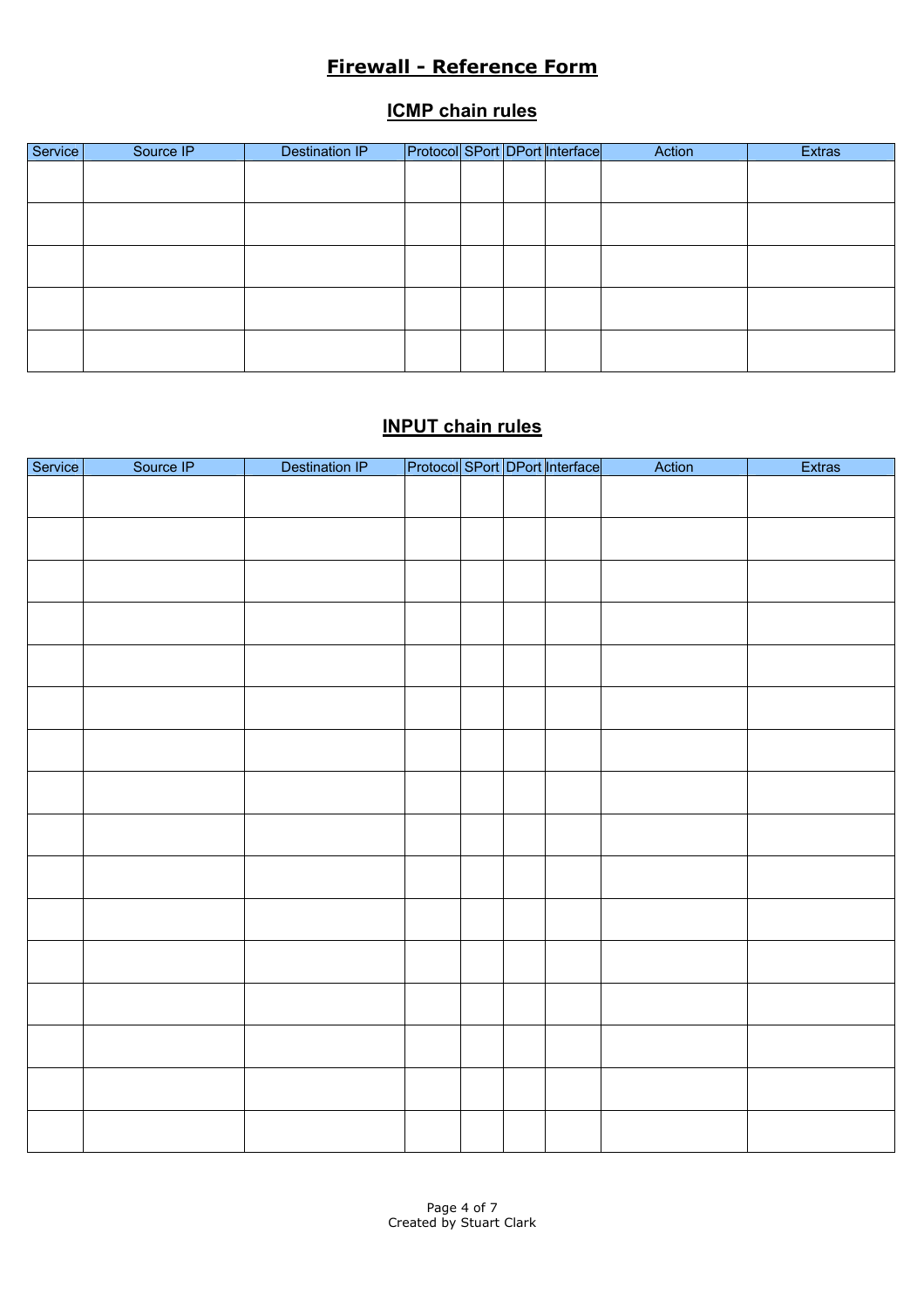# Firewall - Reference Form

## ICMP chain rules

| Service | Source IP | Destination IP | Protocol | SPort | DPort | Interface | Action | Extras |
|---|---|---|---|---|---|---|---|---|
| | | | | | | | | |
| | | | | | | | | |
| | | | | | | | | |
| | | | | | | | | |
| | | | | | | | | |

## INPUT chain rules

| Service | Source IP | Destination IP | Protocol | SPort | DPort | Interface | Action | Extras |
|---|---|---|---|---|---|---|---|---|
| | | | | | | | | |
| | | | | | | | | |
| | | | | | | | | |
| | | | | | | | | |
| | | | | | | | | |
| | | | | | | | | |
| | | | | | | | | |
| | | | | | | | | |
| | | | | | | | | |
| | | | | | | | | |
| | | | | | | | | |
| | | | | | | | | |
| | | | | | | | | |
| | | | | | | | | |
| | | | | | | | | |
| | | | | | | | | |

Created by Stuart Clark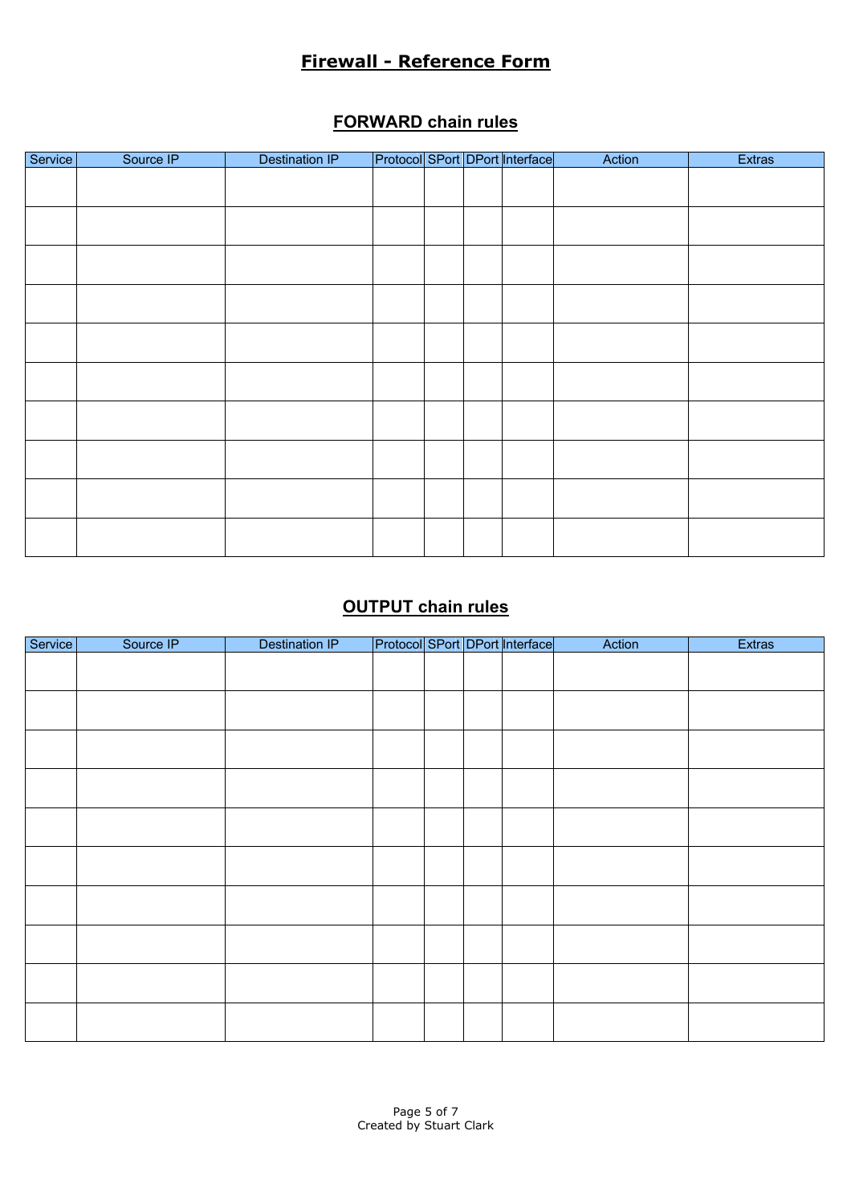# Firewall - Reference Form

## FORWARD chain rules

| Service | Source IP | Destination IP | Protocol | SPort | DPort | Interface | Action | Extras |
|---|---|---|---|---|---|---|---|---|
| | | | | | | | | |
| | | | | | | | | |
| | | | | | | | | |
| | | | | | | | | |
| | | | | | | | | |
| | | | | | | | | |
| | | | | | | | | |
| | | | | | | | | |
| | | | | | | | | |
| | | | | | | | | |

## OUTPUT chain rules

| Service | Source IP | Destination IP | Protocol | SPort | DPort | Interface | Action | Extras |
|---|---|---|---|---|---|---|---|---|
| | | | | | | | | |
| | | | | | | | | |
| | | | | | | | | |
| | | | | | | | | |
| | | | | | | | | |
| | | | | | | | | |
| | | | | | | | | |
| | | | | | | | | |
| | | | | | | | | |
| | | | | | | | | |

Created by Stuart Clark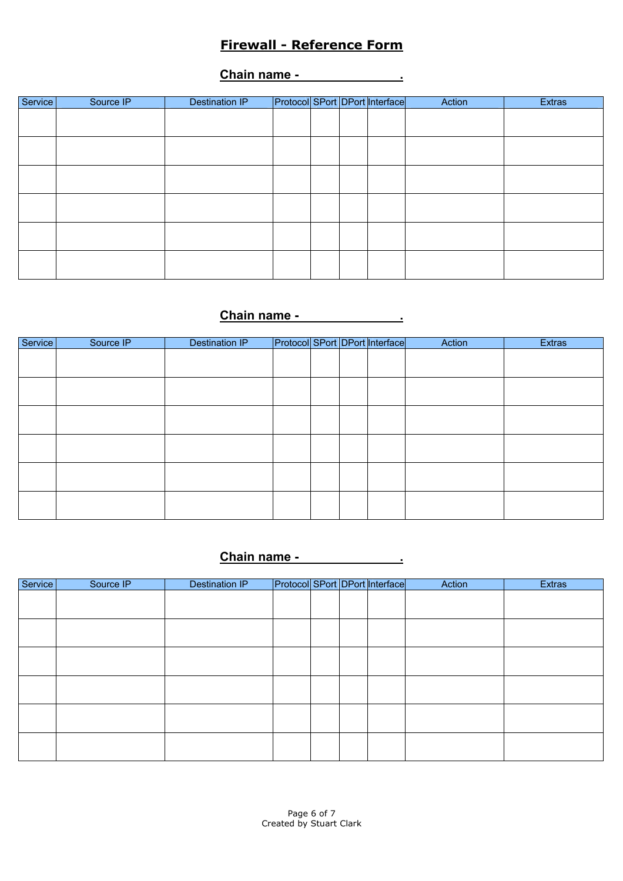# Firewall - Reference Form

## Chain name - ______________ .

| Service | Source IP | Destination IP | Protocol | SPort | DPort | Interface | Action | Extras |
|---|---|---|---|---|---|---|---|---|
| | | | | | | | | |
| | | | | | | | | |
| | | | | | | | | |
| | | | | | | | | |
| | | | | | | | | |
| | | | | | | | | |

## Chain name - ______________ .

| Service | Source IP | Destination IP | Protocol | SPort | DPort | Interface | Action | Extras |
|---|---|---|---|---|---|---|---|---|
| | | | | | | | | |
| | | | | | | | | |
| | | | | | | | | |
| | | | | | | | | |
| | | | | | | | | |
| | | | | | | | | |

## Chain name - ______________ .

| Service | Source IP | Destination IP | Protocol | SPort | DPort | Interface | Action | Extras |
|---|---|---|---|---|---|---|---|---|
| | | | | | | | | |
| | | | | | | | | |
| | | | | | | | | |
| | | | | | | | | |
| | | | | | | | | |
| | | | | | | | | |

Created by Stuart Clark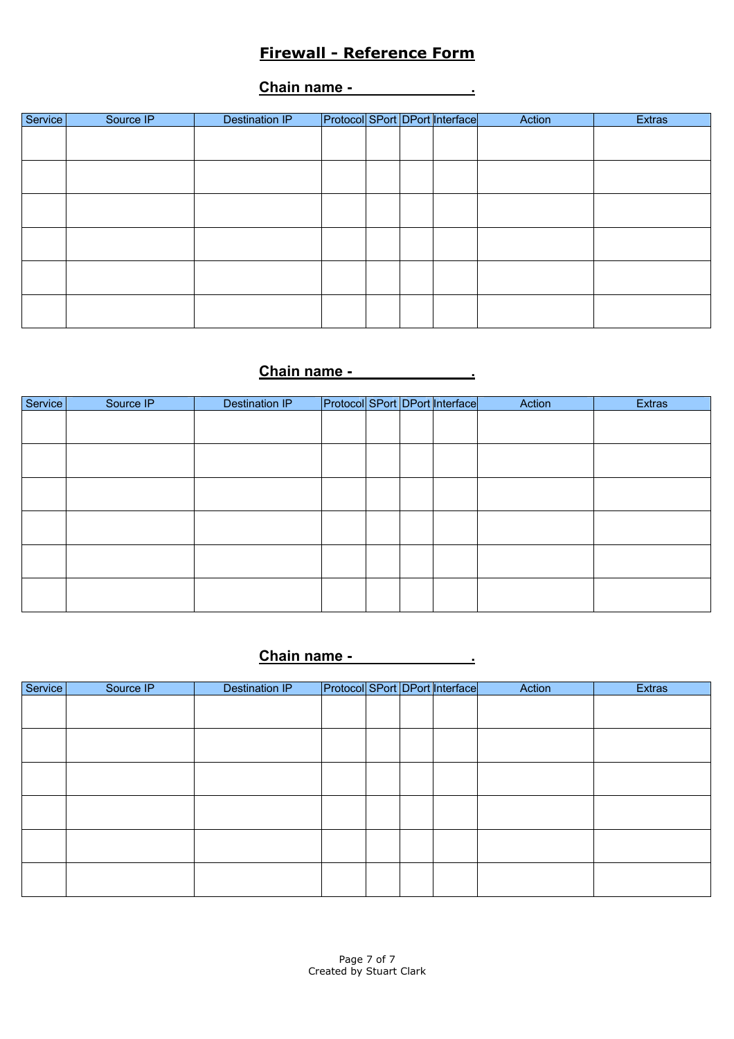# Firewall - Reference Form

## Chain name - ______________.

| Service | Source IP | Destination IP | Protocol | SPort | DPort | Interface | Action | Extras |
|---|---|---|---|---|---|---|---|---|
| | | | | | | | | |
| | | | | | | | | |
| | | | | | | | | |
| | | | | | | | | |
| | | | | | | | | |
| | | | | | | | | |

## Chain name - ______________.

| Service | Source IP | Destination IP | Protocol | SPort | DPort | Interface | Action | Extras |
|---|---|---|---|---|---|---|---|---|
| | | | | | | | | |
| | | | | | | | | |
| | | | | | | | | |
| | | | | | | | | |
| | | | | | | | | |
| | | | | | | | | |

## Chain name - ______________.

| Service | Source IP | Destination IP | Protocol | SPort | DPort | Interface | Action | Extras |
|---|---|---|---|---|---|---|---|---|
| | | | | | | | | |
| | | | | | | | | |
| | | | | | | | | |
| | | | | | | | | |
| | | | | | | | | |
| | | | | | | | | |

Created by Stuart Clark